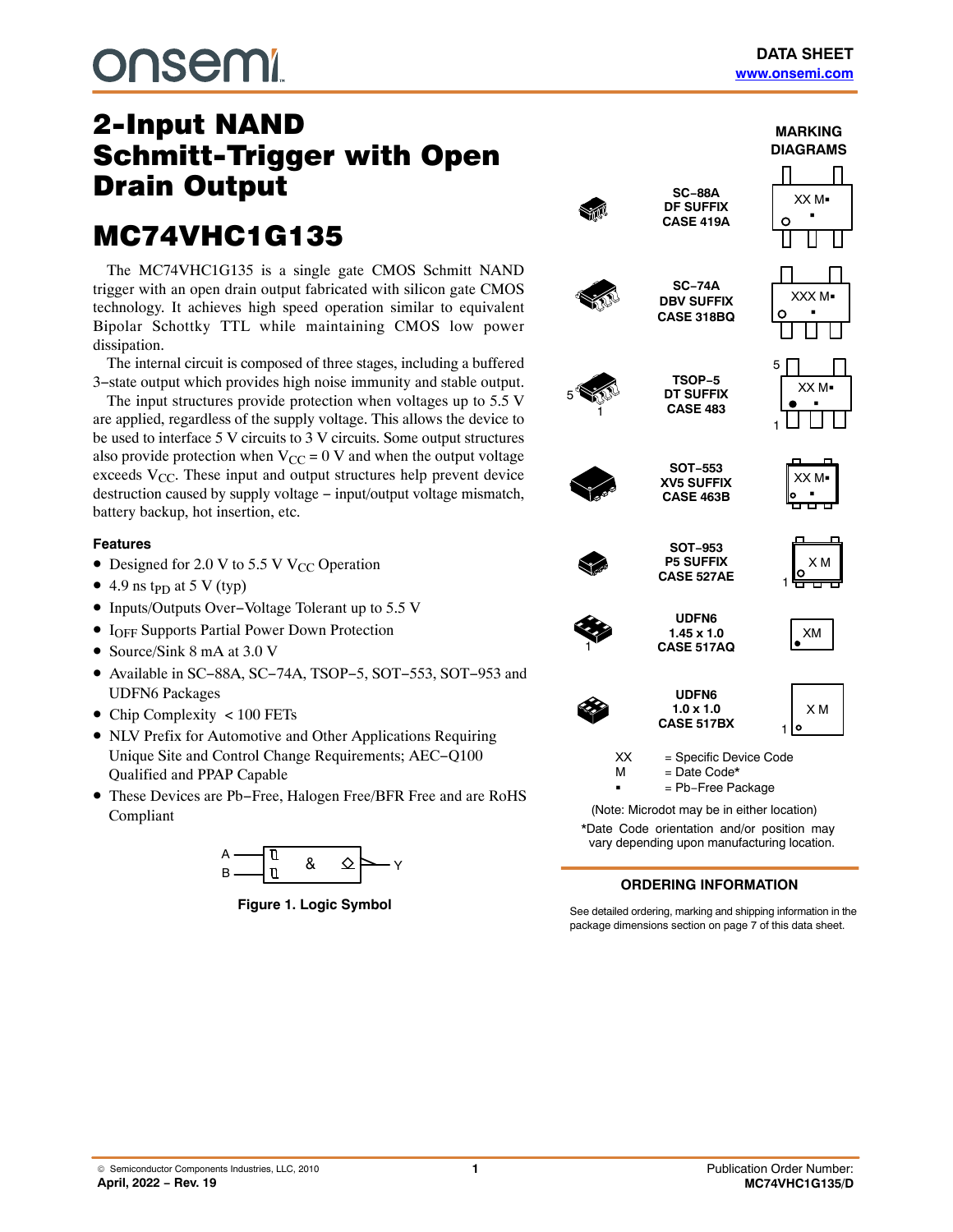DATA SHEET
www.onsemi.com

# 2-Input NAND Schmitt-Trigger with Open Drain Output

# MC74VHC1G135

The MC74VHC1G135 is a single gate CMOS Schmitt NAND trigger with an open drain output fabricated with silicon gate CMOS technology. It achieves high speed operation similar to equivalent Bipolar Schottky TTL while maintaining CMOS low power dissipation.

The internal circuit is composed of three stages, including a buffered 3−state output which provides high noise immunity and stable output.

The input structures provide protection when voltages up to 5.5 V are applied, regardless of the supply voltage. This allows the device to be used to interface 5 V circuits to 3 V circuits. Some output structures also provide protection when $V_{CC}$ = 0 V and when the output voltage exceeds $V_{CC}$. These input and output structures help prevent device destruction caused by supply voltage − input/output voltage mismatch, battery backup, hot insertion, etc.

### Features

- Designed for 2.0 V to 5.5 V $V_{CC}$ Operation
- 4.9 ns $t_{PD}$ at 5 V (typ)
- Inputs/Outputs Over−Voltage Tolerant up to 5.5 V
- $I_{OFF}$ Supports Partial Power Down Protection
- Source/Sink 8 mA at 3.0 V
- Available in SC−88A, SC−74A, TSOP−5, SOT−553, SOT−953 and UDFN6 Packages
- Chip Complexity < 100 FETs
- NLV Prefix for Automotive and Other Applications Requiring Unique Site and Control Change Requirements; AEC−Q100 Qualified and PPAP Capable
- These Devices are Pb−Free, Halogen Free/BFR Free and are RoHS Compliant

Figure 1. Logic Symbol

### MARKING DIAGRAMS

| Package | Marking |
|---|---|
| SC−88A DF SUFFIX CASE 419A | XX M▪ |
| SC−74A DBV SUFFIX CASE 318BQ | XXX M▪ |
| TSOP−5 DT SUFFIX CASE 483 | XX M▪ |
| SOT−553 XV5 SUFFIX CASE 463B | XX M▪ |
| SOT−953 P5 SUFFIX CASE 527AE | X M |
| UDFN6 1.45 x 1.0 CASE 517AQ | XM |
| UDFN6 1.0 x 1.0 CASE 517BX | X M |

XX = Specific Device Code
M = Date Code*
▪ = Pb−Free Package

(Note: Microdot may be in either location)

*Date Code orientation and/or position may vary depending upon manufacturing location.

### ORDERING INFORMATION

See detailed ordering, marking and shipping information in the package dimensions section on page 7 of this data sheet.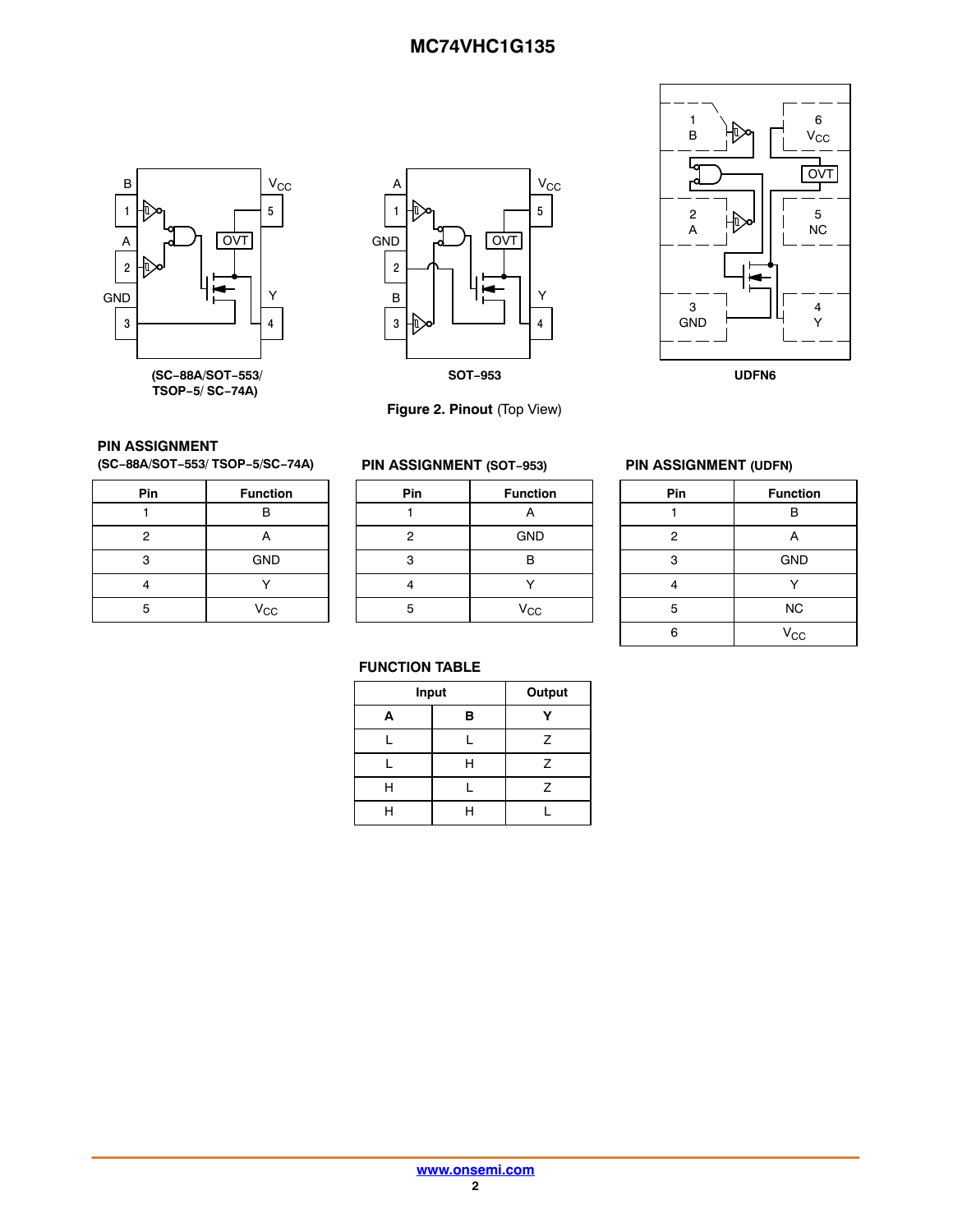(SC−88A/SOT−553/ TSOP−5/ SC−74A)

SOT−953

UDFN6

**Figure 2. Pinout** (Top View)

**PIN ASSIGNMENT**
**(SC−88A/SOT−553/ TSOP−5/SC−74A)**

| Pin | Function |
|---|---|
| 1 | B |
| 2 | A |
| 3 | GND |
| 4 | Y |
| 5 | $V_{CC}$ |

**PIN ASSIGNMENT (SOT−953)**

| Pin | Function |
|---|---|
| 1 | A |
| 2 | GND |
| 3 | B |
| 4 | Y |
| 5 | $V_{CC}$ |

**PIN ASSIGNMENT (UDFN)**

| Pin | Function |
|---|---|
| 1 | B |
| 2 | A |
| 3 | GND |
| 4 | Y |
| 5 | NC |
| 6 | $V_{CC}$ |

**FUNCTION TABLE**

| Input | | Output |
|---|---|---|
| **A** | **B** | **Y** |
| L | L | Z |
| L | H | Z |
| H | L | Z |
| H | H | L |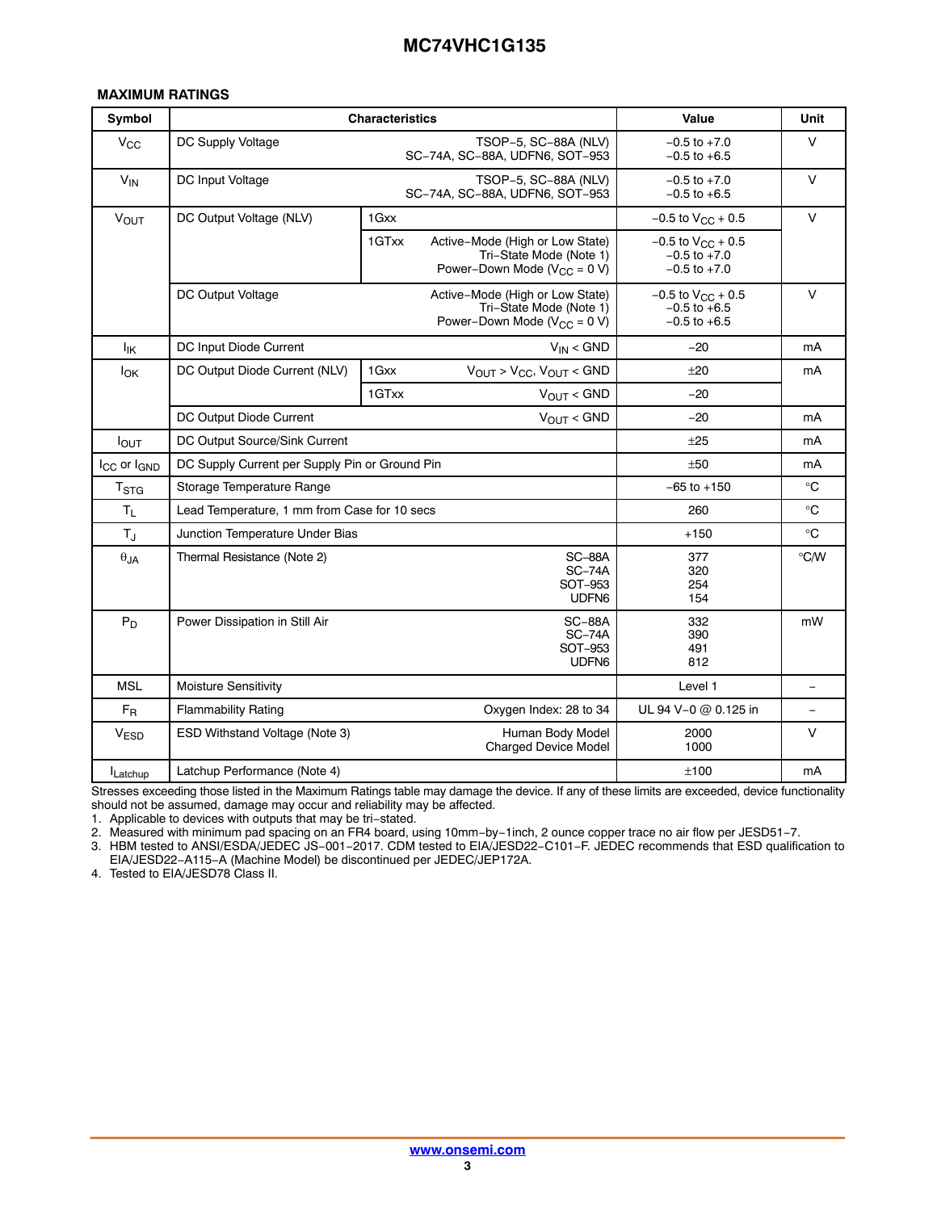### MAXIMUM RATINGS

| Symbol | Characteristics | | | Value | Unit |
|---|---|---|---|---|---|
| $V_{CC}$ | DC Supply Voltage | | TSOP−5, SC−88A (NLV)<br>SC−74A, SC−88A, UDFN6, SOT−953 | −0.5 to +7.0<br>−0.5 to +6.5 | V |
| $V_{IN}$ | DC Input Voltage | | TSOP−5, SC−88A (NLV)<br>SC−74A, SC−88A, UDFN6, SOT−953 | −0.5 to +7.0<br>−0.5 to +6.5 | V |
| $V_{OUT}$ | DC Output Voltage (NLV) | 1Gxx | | −0.5 to $V_{CC}$ + 0.5 | V |
| | | 1GTxx | Active−Mode (High or Low State)<br>Tri−State Mode (Note 1)<br>Power−Down Mode ($V_{CC}$ = 0 V) | −0.5 to $V_{CC}$ + 0.5<br>−0.5 to +7.0<br>−0.5 to +7.0 | |
| | DC Output Voltage | | Active−Mode (High or Low State)<br>Tri−State Mode (Note 1)<br>Power−Down Mode ($V_{CC}$ = 0 V) | −0.5 to $V_{CC}$ + 0.5<br>−0.5 to +6.5<br>−0.5 to +6.5 | V |
| $I_{IK}$ | DC Input Diode Current | | $V_{IN}$ < GND | −20 | mA |
| $I_{OK}$ | DC Output Diode Current (NLV) | 1Gxx | $V_{OUT}$ > $V_{CC}$, $V_{OUT}$ < GND | ±20 | mA |
| | | 1GTxx | $V_{OUT}$ < GND | −20 | |
| | DC Output Diode Current | | $V_{OUT}$ < GND | −20 | mA |
| $I_{OUT}$ | DC Output Source/Sink Current | | | ±25 | mA |
| $I_{CC}$ or $I_{GND}$ | DC Supply Current per Supply Pin or Ground Pin | | | ±50 | mA |
| $T_{STG}$ | Storage Temperature Range | | | −65 to +150 | °C |
| $T_L$ | Lead Temperature, 1 mm from Case for 10 secs | | | 260 | °C |
| $T_J$ | Junction Temperature Under Bias | | | +150 | °C |
| $\theta_{JA}$ | Thermal Resistance (Note 2) | | SC−88A<br>SC−74A<br>SOT−953<br>UDFN6 | 377<br>320<br>254<br>154 | °C/W |
| $P_D$ | Power Dissipation in Still Air | | SC−88A<br>SC−74A<br>SOT−953<br>UDFN6 | 332<br>390<br>491<br>812 | mW |
| MSL | Moisture Sensitivity | | | Level 1 | − |
| $F_R$ | Flammability Rating | | Oxygen Index: 28 to 34 | UL 94 V−0 @ 0.125 in | − |
| $V_{ESD}$ | ESD Withstand Voltage (Note 3) | | Human Body Model<br>Charged Device Model | 2000<br>1000 | V |
| $I_{Latchup}$ | Latchup Performance (Note 4) | | | ±100 | mA |

Stresses exceeding those listed in the Maximum Ratings table may damage the device. If any of these limits are exceeded, device functionality should not be assumed, damage may occur and reliability may be affected.

1. Applicable to devices with outputs that may be tri−stated.
2. Measured with minimum pad spacing on an FR4 board, using 10mm−by−1inch, 2 ounce copper trace no air flow per JESD51−7.
3. HBM tested to ANSI/ESDA/JEDEC JS−001−2017. CDM tested to EIA/JESD22−C101−F. JEDEC recommends that ESD qualification to EIA/JESD22−A115−A (Machine Model) be discontinued per JEDEC/JEP172A.
4. Tested to EIA/JESD78 Class II.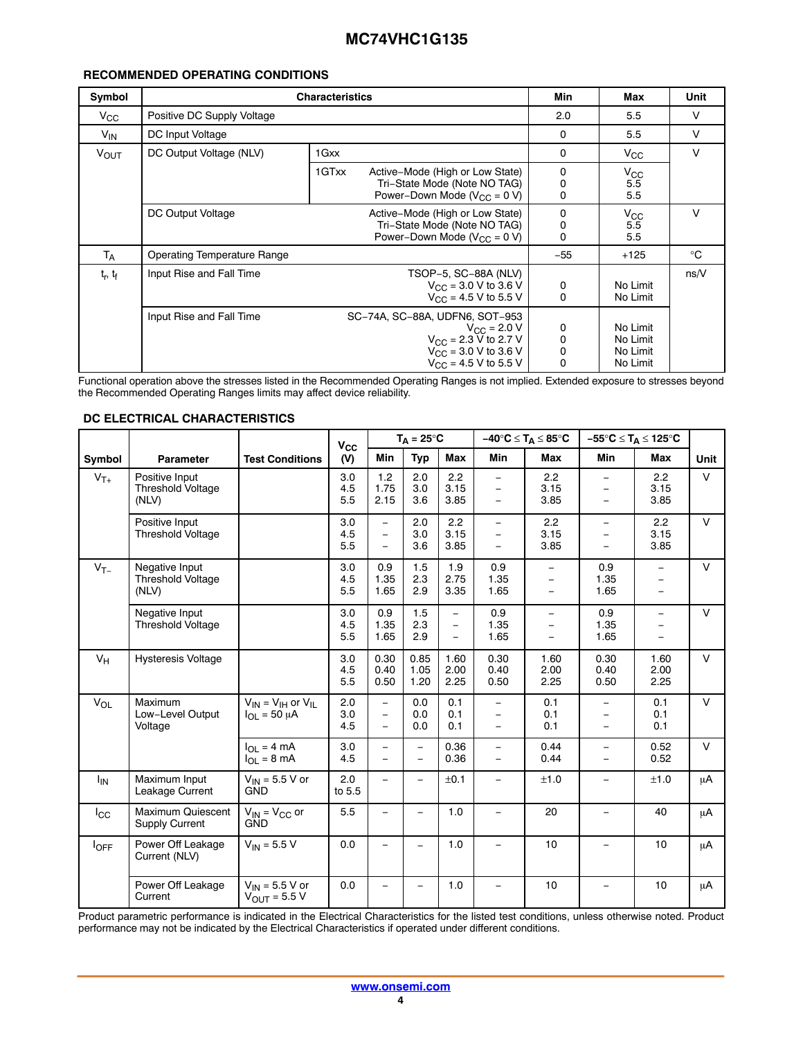### RECOMMENDED OPERATING CONDITIONS

| Symbol | Characteristics | | | Min | Max | Unit |
|---|---|---|---|---|---|---|
| $V_{CC}$ | Positive DC Supply Voltage | | | 2.0 | 5.5 | V |
| $V_{IN}$ | DC Input Voltage | | | 0 | 5.5 | V |
| $V_{OUT}$ | DC Output Voltage (NLV) | 1Gxx | | 0 | $V_{CC}$ | V |
| | | 1GTxx | Active–Mode (High or Low State)<br>Tri–State Mode (Note NO TAG)<br>Power–Down Mode ($V_{CC}$ = 0 V) | 0<br>0<br>0 | $V_{CC}$<br>5.5<br>5.5 | |
| | DC Output Voltage | | Active–Mode (High or Low State)<br>Tri–State Mode (Note NO TAG)<br>Power–Down Mode ($V_{CC}$ = 0 V) | 0<br>0<br>0 | $V_{CC}$<br>5.5<br>5.5 | V |
| $T_A$ | Operating Temperature Range | | | −55 | +125 | °C |
| $t_r$, $t_f$ | Input Rise and Fall Time | | TSOP−5, SC−88A (NLV)<br>$V_{CC}$ = 3.0 V to 3.6 V<br>$V_{CC}$ = 4.5 V to 5.5 V | <br>0<br>0 | <br>No Limit<br>No Limit | ns/V |
| | Input Rise and Fall Time | | SC−74A, SC−88A, UDFN6, SOT−953<br>$V_{CC}$ = 2.0 V<br>$V_{CC}$ = 2.3 V to 2.7 V<br>$V_{CC}$ = 3.0 V to 3.6 V<br>$V_{CC}$ = 4.5 V to 5.5 V | <br>0<br>0<br>0<br>0 | <br>No Limit<br>No Limit<br>No Limit<br>No Limit | |

Functional operation above the stresses listed in the Recommended Operating Ranges is not implied. Extended exposure to stresses beyond the Recommended Operating Ranges limits may affect device reliability.

### DC ELECTRICAL CHARACTERISTICS

| Symbol | Parameter | Test Conditions | $V_{CC}$ (V) | $T_A$ = 25°C Min | $T_A$ = 25°C Typ | $T_A$ = 25°C Max | −40°C ≤ $T_A$ ≤ 85°C Min | −40°C ≤ $T_A$ ≤ 85°C Max | −55°C ≤ $T_A$ ≤ 125°C Min | −55°C ≤ $T_A$ ≤ 125°C Max | Unit |
|---|---|---|---|---|---|---|---|---|---|---|---|
| $V_{T+}$ | Positive Input Threshold Voltage (NLV) | | 3.0<br>4.5<br>5.5 | 1.2<br>1.75<br>2.15 | 2.0<br>3.0<br>3.6 | 2.2<br>3.15<br>3.85 | –<br>–<br>– | 2.2<br>3.15<br>3.85 | –<br>–<br>– | 2.2<br>3.15<br>3.85 | V |
| | Positive Input Threshold Voltage | | 3.0<br>4.5<br>5.5 | –<br>–<br>– | 2.0<br>3.0<br>3.6 | 2.2<br>3.15<br>3.85 | –<br>–<br>– | 2.2<br>3.15<br>3.85 | –<br>–<br>– | 2.2<br>3.15<br>3.85 | V |
| $V_{T-}$ | Negative Input Threshold Voltage (NLV) | | 3.0<br>4.5<br>5.5 | 0.9<br>1.35<br>1.65 | 1.5<br>2.3<br>2.9 | 1.9<br>2.75<br>3.35 | 0.9<br>1.35<br>1.65 | –<br>–<br>– | 0.9<br>1.35<br>1.65 | –<br>–<br>– | V |
| | Negative Input Threshold Voltage | | 3.0<br>4.5<br>5.5 | 0.9<br>1.35<br>1.65 | 1.5<br>2.3<br>2.9 | –<br>–<br>– | 0.9<br>1.35<br>1.65 | –<br>–<br>– | 0.9<br>1.35<br>1.65 | –<br>–<br>– | V |
| $V_H$ | Hysteresis Voltage | | 3.0<br>4.5<br>5.5 | 0.30<br>0.40<br>0.50 | 0.85<br>1.05<br>1.20 | 1.60<br>2.00<br>2.25 | 0.30<br>0.40<br>0.50 | 1.60<br>2.00<br>2.25 | 0.30<br>0.40<br>0.50 | 1.60<br>2.00<br>2.25 | V |
| $V_{OL}$ | Maximum Low−Level Output Voltage | $V_{IN}$ = $V_{IH}$ or $V_{IL}$<br>$I_{OL}$ = 50 μA | 2.0<br>3.0<br>4.5 | –<br>–<br>– | 0.0<br>0.0<br>0.0 | 0.1<br>0.1<br>0.1 | –<br>–<br>– | 0.1<br>0.1<br>0.1 | –<br>–<br>– | 0.1<br>0.1<br>0.1 | V |
| | | $I_{OL}$ = 4 mA<br>$I_{OL}$ = 8 mA | 3.0<br>4.5 | –<br>– | –<br>– | 0.36<br>0.36 | –<br>– | 0.44<br>0.44 | –<br>– | 0.52<br>0.52 | V |
| $I_{IN}$ | Maximum Input Leakage Current | $V_{IN}$ = 5.5 V or GND | 2.0 to 5.5 | – | – | ±0.1 | – | ±1.0 | – | ±1.0 | μA |
| $I_{CC}$ | Maximum Quiescent Supply Current | $V_{IN}$ = $V_{CC}$ or GND | 5.5 | – | – | 1.0 | – | 20 | – | 40 | μA |
| $I_{OFF}$ | Power Off Leakage Current (NLV) | $V_{IN}$ = 5.5 V | 0.0 | – | – | 1.0 | – | 10 | – | 10 | μA |
| | Power Off Leakage Current | $V_{IN}$ = 5.5 V or $V_{OUT}$ = 5.5 V | 0.0 | – | – | 1.0 | – | 10 | – | 10 | μA |

Product parametric performance is indicated in the Electrical Characteristics for the listed test conditions, unless otherwise noted. Product performance may not be indicated by the Electrical Characteristics if operated under different conditions.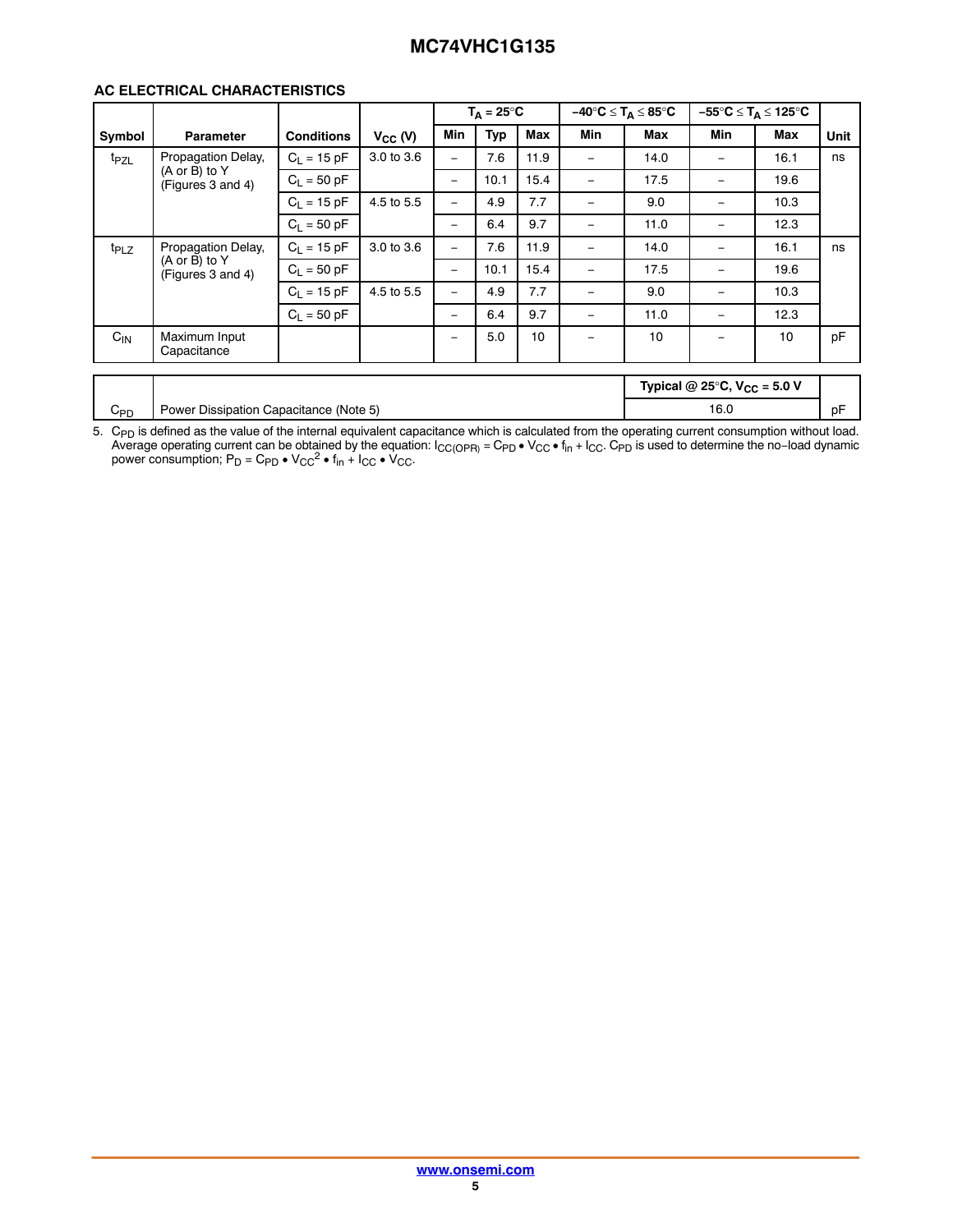### AC ELECTRICAL CHARACTERISTICS

| Symbol | Parameter | Conditions | $V_{CC}$ (V) | $T_A = 25°C$ | | | $-40°C \le T_A \le 85°C$ | | $-55°C \le T_A \le 125°C$ | | Unit |
|---|---|---|---|---|---|---|---|---|---|---|---|
| | | | | Min | Typ | Max | Min | Max | Min | Max | |
| $t_{PZL}$ | Propagation Delay, (A or B) to Y (Figures 3 and 4) | $C_L$ = 15 pF | 3.0 to 3.6 | – | 7.6 | 11.9 | – | 14.0 | – | 16.1 | ns |
| | | $C_L$ = 50 pF | | – | 10.1 | 15.4 | – | 17.5 | – | 19.6 | |
| | | $C_L$ = 15 pF | 4.5 to 5.5 | – | 4.9 | 7.7 | – | 9.0 | – | 10.3 | |
| | | $C_L$ = 50 pF | | – | 6.4 | 9.7 | – | 11.0 | – | 12.3 | |
| $t_{PLZ}$ | Propagation Delay, (A or B) to Y (Figures 3 and 4) | $C_L$ = 15 pF | 3.0 to 3.6 | – | 7.6 | 11.9 | – | 14.0 | – | 16.1 | ns |
| | | $C_L$ = 50 pF | | – | 10.1 | 15.4 | – | 17.5 | – | 19.6 | |
| | | $C_L$ = 15 pF | 4.5 to 5.5 | – | 4.9 | 7.7 | – | 9.0 | – | 10.3 | |
| | | $C_L$ = 50 pF | | – | 6.4 | 9.7 | – | 11.0 | – | 12.3 | |
| $C_{IN}$ | Maximum Input Capacitance | | | – | 5.0 | 10 | – | 10 | – | 10 | pF |

| | | Typical @ 25°C, $V_{CC}$ = 5.0 V | |
|---|---|---|---|
| $C_{PD}$ | Power Dissipation Capacitance (Note 5) | 16.0 | pF |

5. $C_{PD}$ is defined as the value of the internal equivalent capacitance which is calculated from the operating current consumption without load. Average operating current can be obtained by the equation: $I_{CC(OPR)} = C_{PD} \bullet V_{CC} \bullet f_{in} + I_{CC}$. $C_{PD}$ is used to determine the no−load dynamic power consumption; $P_D = C_{PD} \bullet V_{CC}{}^2 \bullet f_{in} + I_{CC} \bullet V_{CC}$.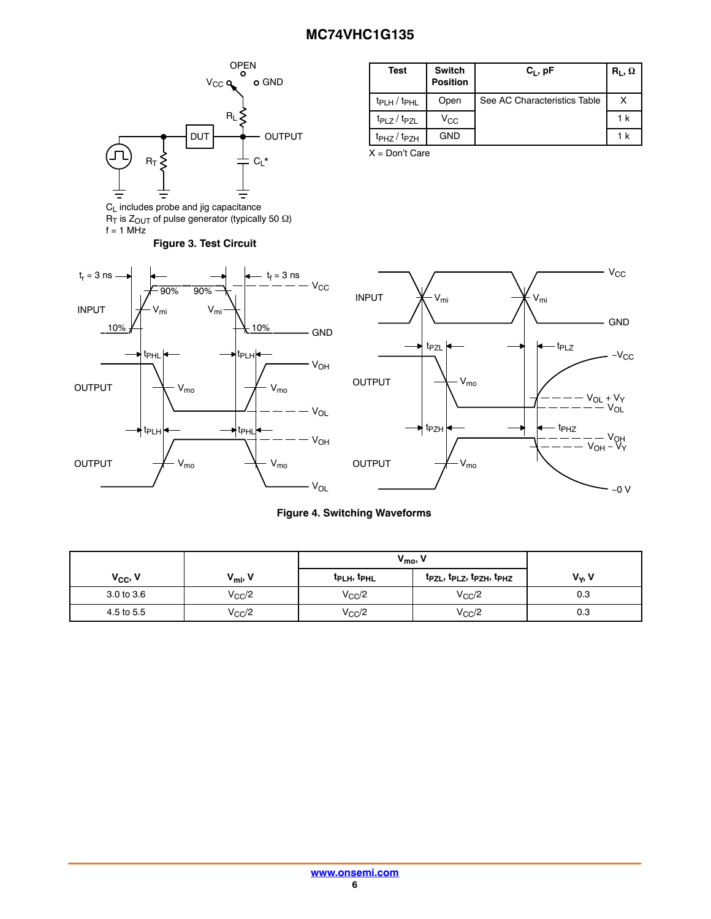$C_L$ includes probe and jig capacitance
$R_T$ is $Z_{OUT}$ of pulse generator (typically 50 Ω)
f = 1 MHz

**Figure 3. Test Circuit**

| Test | Switch Position | $C_L$, pF | $R_L$, Ω |
|---|---|---|---|
| $t_{PLH}$ / $t_{PHL}$ | Open | See AC Characteristics Table | X |
| $t_{PLZ}$ / $t_{PZL}$ | $V_{CC}$ | | 1 k |
| $t_{PHZ}$ / $t_{PZH}$ | GND | | 1 k |

X = Don't Care

**Figure 4. Switching Waveforms**

| $V_{CC}$, V | $V_{mi}$, V | $V_{mo}$, V | | $V_Y$, V |
|---|---|---|---|---|
| | | $t_{PLH}$, $t_{PHL}$ | $t_{PZL}$, $t_{PLZ}$, $t_{PZH}$, $t_{PHZ}$ | |
| 3.0 to 3.6 | $V_{CC}/2$ | $V_{CC}/2$ | $V_{CC}/2$ | 0.3 |
| 4.5 to 5.5 | $V_{CC}/2$ | $V_{CC}/2$ | $V_{CC}/2$ | 0.3 |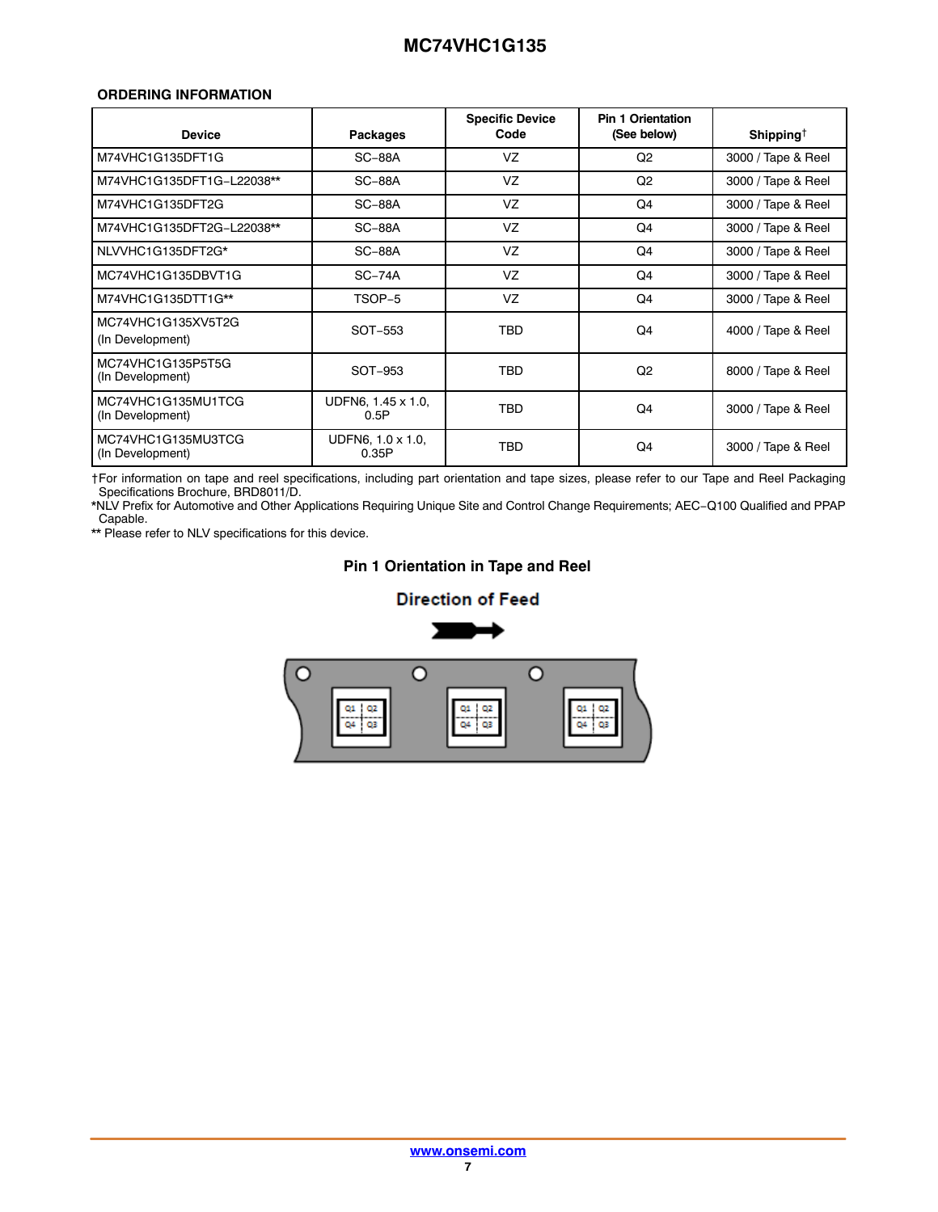## ORDERING INFORMATION

| Device | Packages | Specific Device Code | Pin 1 Orientation (See below) | Shipping† |
|---|---|---|---|---|
| M74VHC1G135DFT1G | SC−88A | VZ | Q2 | 3000 / Tape & Reel |
| M74VHC1G135DFT1G−L22038** | SC−88A | VZ | Q2 | 3000 / Tape & Reel |
| M74VHC1G135DFT2G | SC−88A | VZ | Q4 | 3000 / Tape & Reel |
| M74VHC1G135DFT2G−L22038** | SC−88A | VZ | Q4 | 3000 / Tape & Reel |
| NLVVHC1G135DFT2G* | SC−88A | VZ | Q4 | 3000 / Tape & Reel |
| MC74VHC1G135DBVT1G | SC−74A | VZ | Q4 | 3000 / Tape & Reel |
| M74VHC1G135DTT1G** | TSOP−5 | VZ | Q4 | 3000 / Tape & Reel |
| MC74VHC1G135XV5T2G (In Development) | SOT−553 | TBD | Q4 | 4000 / Tape & Reel |
| MC74VHC1G135P5T5G (In Development) | SOT−953 | TBD | Q2 | 8000 / Tape & Reel |
| MC74VHC1G135MU1TCG (In Development) | UDFN6, 1.45 x 1.0, 0.5P | TBD | Q4 | 3000 / Tape & Reel |
| MC74VHC1G135MU3TCG (In Development) | UDFN6, 1.0 x 1.0, 0.35P | TBD | Q4 | 3000 / Tape & Reel |

†For information on tape and reel specifications, including part orientation and tape sizes, please refer to our Tape and Reel Packaging Specifications Brochure, BRD8011/D.

*NLV Prefix for Automotive and Other Applications Requiring Unique Site and Control Change Requirements; AEC−Q100 Qualified and PPAP Capable.

** Please refer to NLV specifications for this device.

### Pin 1 Orientation in Tape and Reel

Direction of Feed

Q1 Q2
Q4 Q3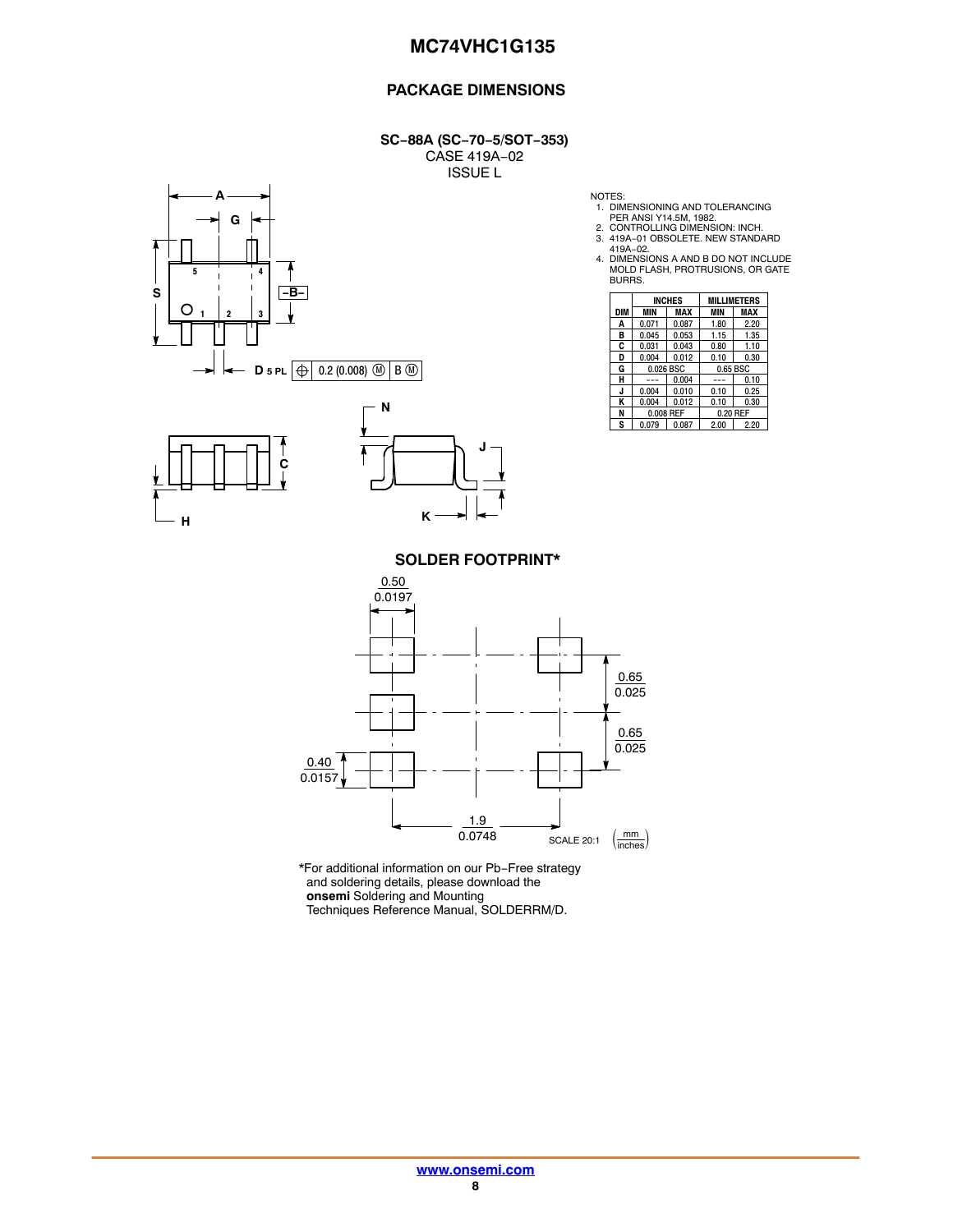## PACKAGE DIMENSIONS

**SC−88A (SC−70−5/SOT−353)**
CASE 419A−02
ISSUE L

NOTES:
1. DIMENSIONING AND TOLERANCING PER ANSI Y14.5M, 1982.
2. CONTROLLING DIMENSION: INCH.
3. 419A−01 OBSOLETE. NEW STANDARD 419A−02.
4. DIMENSIONS A AND B DO NOT INCLUDE MOLD FLASH, PROTRUSIONS, OR GATE BURRS.

| DIM | INCHES | | MILLIMETERS | |
|---|---|---|---|---|
| | MIN | MAX | MIN | MAX |
| A | 0.071 | 0.087 | 1.80 | 2.20 |
| B | 0.045 | 0.053 | 1.15 | 1.35 |
| C | 0.031 | 0.043 | 0.80 | 1.10 |
| D | 0.004 | 0.012 | 0.10 | 0.30 |
| G | 0.026 BSC | | 0.65 BSC | |
| H | --- | 0.004 | --- | 0.10 |
| J | 0.004 | 0.010 | 0.10 | 0.25 |
| K | 0.004 | 0.012 | 0.10 | 0.30 |
| N | 0.008 REF | | 0.20 REF | |
| S | 0.079 | 0.087 | 2.00 | 2.20 |

D 5 PL ⊕ 0.2 (0.008) Ⓜ B Ⓜ

### SOLDER FOOTPRINT*

0.50 / 0.0197, 0.65 / 0.025, 0.65 / 0.025, 0.40 / 0.0157, 1.9 / 0.0748

SCALE 20:1 (mm / inches)

*For additional information on our Pb−Free strategy and soldering details, please download the **onsemi** Soldering and Mounting Techniques Reference Manual, SOLDERRM/D.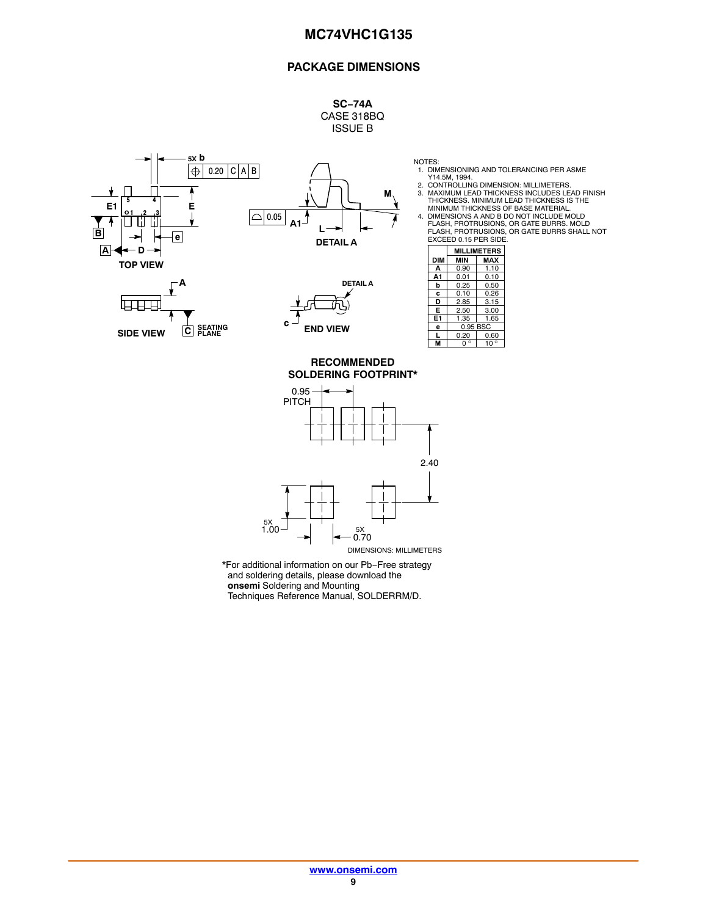## PACKAGE DIMENSIONS

**SC−74A**
CASE 318BQ
ISSUE B

TOP VIEW

SIDE VIEW

DETAIL A

END VIEW

NOTES:
1. DIMENSIONING AND TOLERANCING PER ASME Y14.5M, 1994.
2. CONTROLLING DIMENSION: MILLIMETERS.
3. MAXIMUM LEAD THICKNESS INCLUDES LEAD FINISH THICKNESS. MINIMUM LEAD THICKNESS IS THE MINIMUM THICKNESS OF BASE MATERIAL.
4. DIMENSIONS A AND B DO NOT INCLUDE MOLD FLASH, PROTRUSIONS, OR GATE BURRS. MOLD FLASH, PROTRUSIONS, OR GATE BURRS SHALL NOT EXCEED 0.15 PER SIDE.

| DIM | MILLIMETERS | |
|---|---|---|
| | MIN | MAX |
| A | 0.90 | 1.10 |
| A1 | 0.01 | 0.10 |
| b | 0.25 | 0.50 |
| c | 0.10 | 0.26 |
| D | 2.85 | 3.15 |
| E | 2.50 | 3.00 |
| E1 | 1.35 | 1.65 |
| e | 0.95 BSC | |
| L | 0.20 | 0.60 |
| M | 0° | 10° |

**RECOMMENDED SOLDERING FOOTPRINT***

0.95 PITCH

2.40

5X 1.00

5X 0.70

DIMENSIONS: MILLIMETERS

*For additional information on our Pb−Free strategy and soldering details, please download the **onsemi** Soldering and Mounting Techniques Reference Manual, SOLDERRM/D.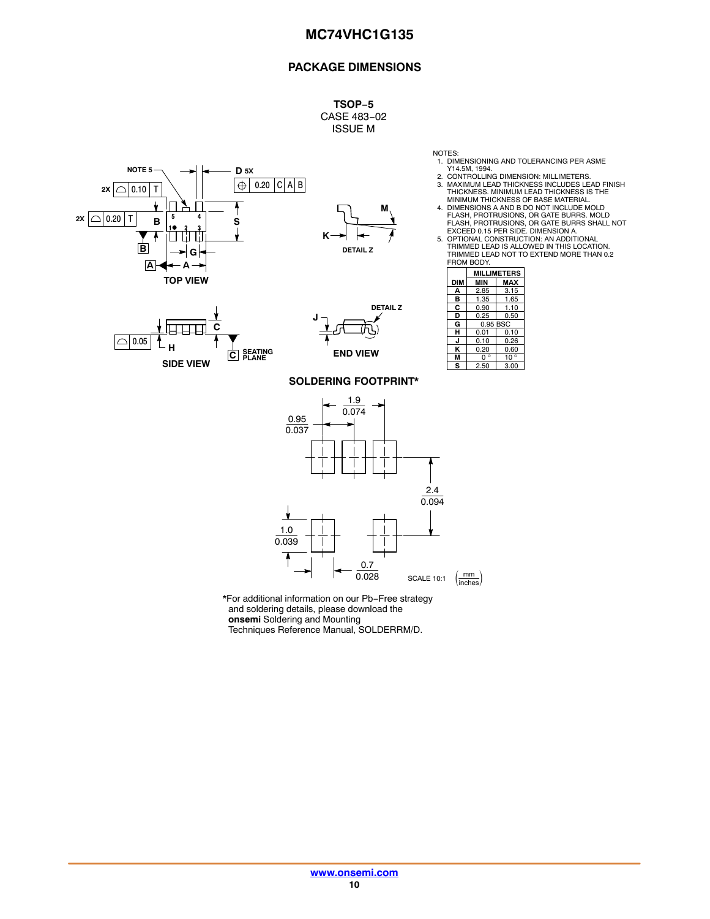## PACKAGE DIMENSIONS

**TSOP−5**
CASE 483−02
ISSUE M

NOTES:
1. DIMENSIONING AND TOLERANCING PER ASME Y14.5M, 1994.
2. CONTROLLING DIMENSION: MILLIMETERS.
3. MAXIMUM LEAD THICKNESS INCLUDES LEAD FINISH THICKNESS. MINIMUM LEAD THICKNESS IS THE MINIMUM THICKNESS OF BASE MATERIAL.
4. DIMENSIONS A AND B DO NOT INCLUDE MOLD FLASH, PROTRUSIONS, OR GATE BURRS. MOLD FLASH, PROTRUSIONS, OR GATE BURRS SHALL NOT EXCEED 0.15 PER SIDE. DIMENSION A.
5. OPTIONAL CONSTRUCTION: AN ADDITIONAL TRIMMED LEAD IS ALLOWED IN THIS LOCATION. TRIMMED LEAD NOT TO EXTEND MORE THAN 0.2 FROM BODY.

| DIM | MILLIMETERS MIN | MILLIMETERS MAX |
|---|---|---|
| A | 2.85 | 3.15 |
| B | 1.35 | 1.65 |
| C | 0.90 | 1.10 |
| D | 0.25 | 0.50 |
| G | 0.95 BSC | |
| H | 0.01 | 0.10 |
| J | 0.10 | 0.26 |
| K | 0.20 | 0.60 |
| M | 0 ° | 10 ° |
| S | 2.50 | 3.00 |

TOP VIEW

SIDE VIEW

END VIEW

DETAIL Z

**SOLDERING FOOTPRINT***

SCALE 10:1 (mm / inches)

*For additional information on our Pb−Free strategy and soldering details, please download the **onsemi** Soldering and Mounting Techniques Reference Manual, SOLDERRM/D.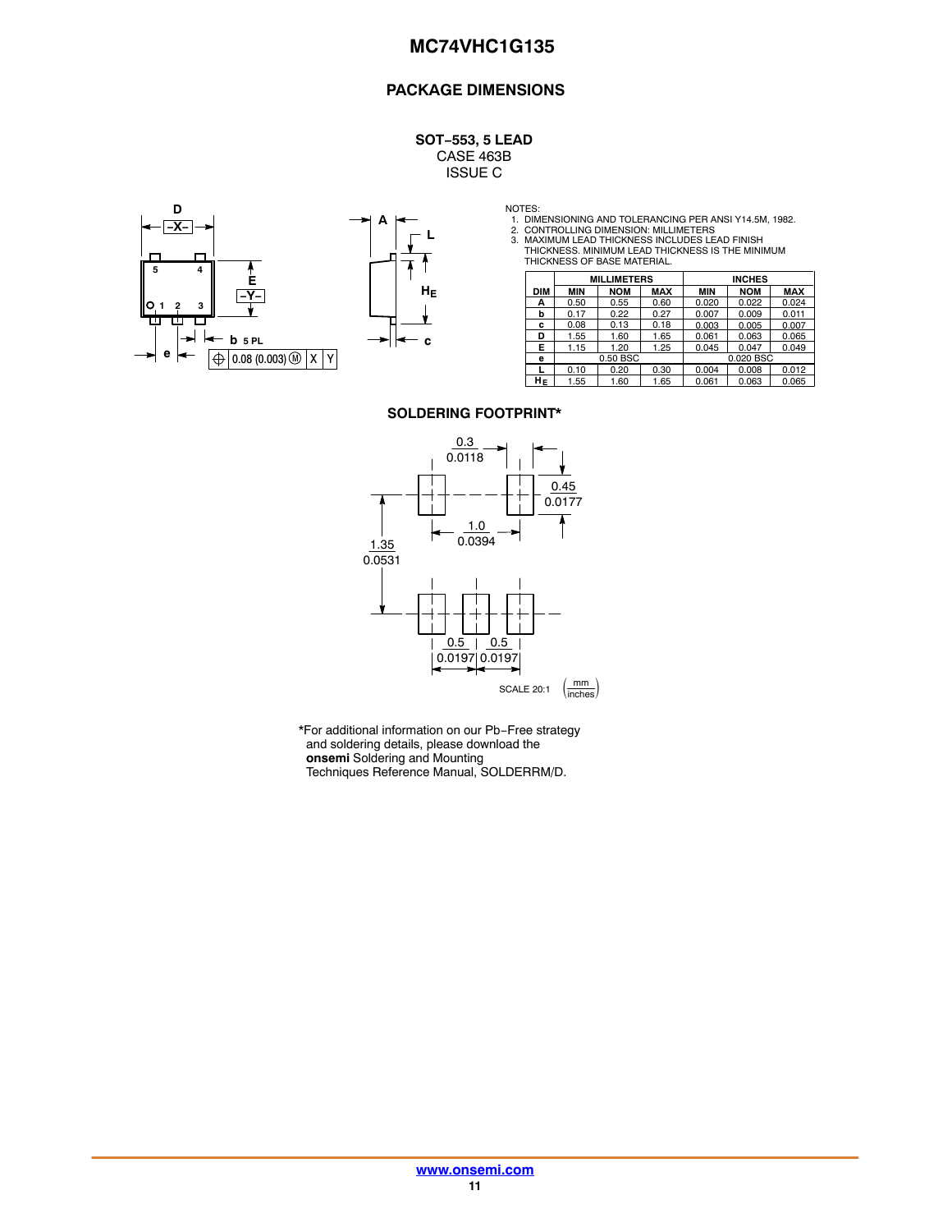## PACKAGE DIMENSIONS

**SOT−553, 5 LEAD**
CASE 463B
ISSUE C

NOTES:
1. DIMENSIONING AND TOLERANCING PER ANSI Y14.5M, 1982.
2. CONTROLLING DIMENSION: MILLIMETERS
3. MAXIMUM LEAD THICKNESS INCLUDES LEAD FINISH THICKNESS. MINIMUM LEAD THICKNESS IS THE MINIMUM THICKNESS OF BASE MATERIAL.

| | MILLIMETERS | | | INCHES | | |
|---|---|---|---|---|---|---|
| DIM | MIN | NOM | MAX | MIN | NOM | MAX |
| A | 0.50 | 0.55 | 0.60 | 0.020 | 0.022 | 0.024 |
| b | 0.17 | 0.22 | 0.27 | 0.007 | 0.009 | 0.011 |
| c | 0.08 | 0.13 | 0.18 | 0.003 | 0.005 | 0.007 |
| D | 1.55 | 1.60 | 1.65 | 0.061 | 0.063 | 0.065 |
| E | 1.15 | 1.20 | 1.25 | 0.045 | 0.047 | 0.049 |
| e | | 0.50 BSC | | | 0.020 BSC | |
| L | 0.10 | 0.20 | 0.30 | 0.004 | 0.008 | 0.012 |
| $H_E$ | 1.55 | 1.60 | 1.65 | 0.061 | 0.063 | 0.065 |

### SOLDERING FOOTPRINT*

SCALE 20:1 (mm / inches)

*For additional information on our Pb−Free strategy and soldering details, please download the **onsemi** Soldering and Mounting Techniques Reference Manual, SOLDERRM/D.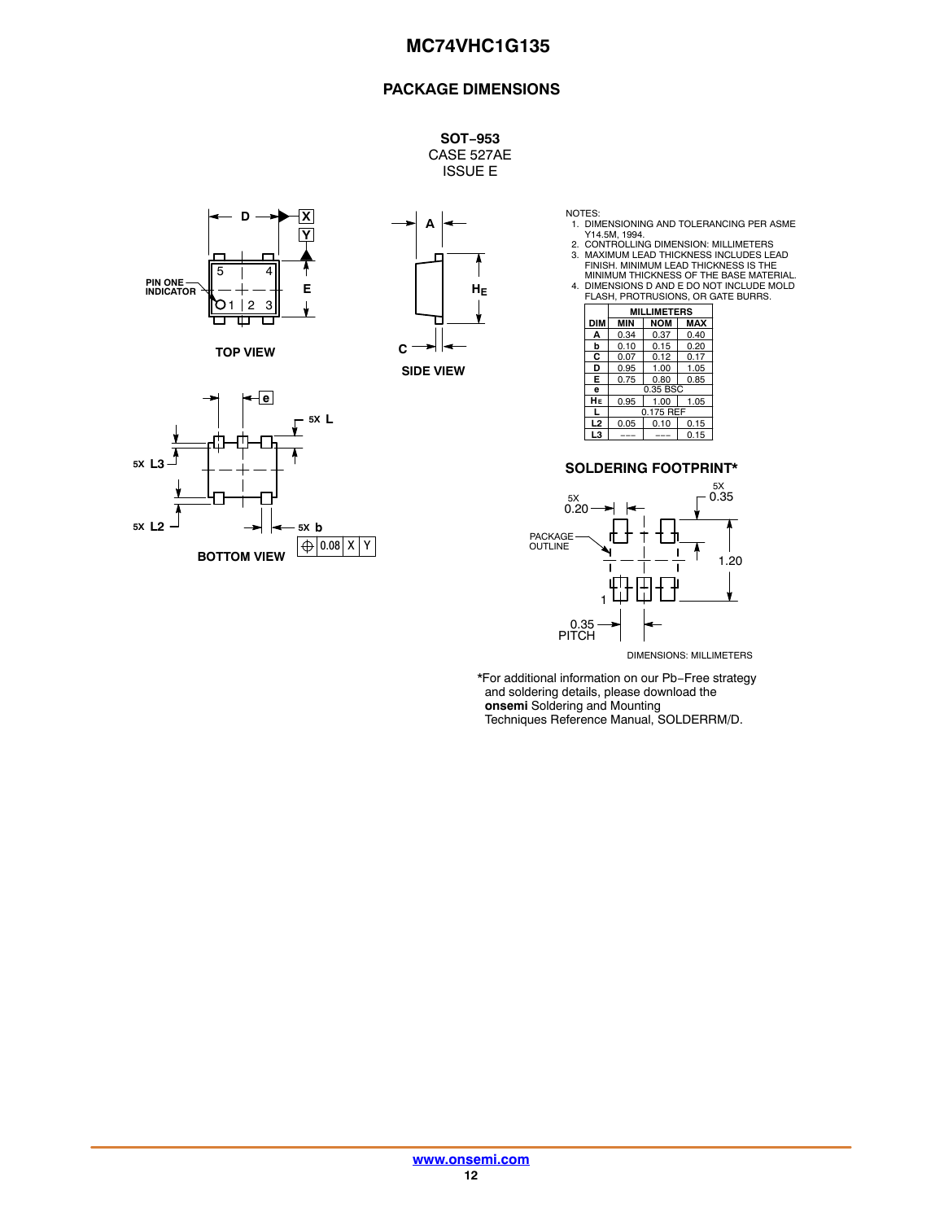## PACKAGE DIMENSIONS

**SOT−953**
CASE 527AE
ISSUE E

TOP VIEW

SIDE VIEW

BOTTOM VIEW

NOTES:
1. DIMENSIONING AND TOLERANCING PER ASME Y14.5M, 1994.
2. CONTROLLING DIMENSION: MILLIMETERS
3. MAXIMUM LEAD THICKNESS INCLUDES LEAD FINISH. MINIMUM LEAD THICKNESS IS THE MINIMUM THICKNESS OF THE BASE MATERIAL.
4. DIMENSIONS D AND E DO NOT INCLUDE MOLD FLASH, PROTRUSIONS, OR GATE BURRS.

| | MILLIMETERS | | |
|---|---|---|---|
| DIM | MIN | NOM | MAX |
| A | 0.34 | 0.37 | 0.40 |
| b | 0.10 | 0.15 | 0.20 |
| C | 0.07 | 0.12 | 0.17 |
| D | 0.95 | 1.00 | 1.05 |
| E | 0.75 | 0.80 | 0.85 |
| e | | 0.35 BSC | |
| $H_E$ | 0.95 | 1.00 | 1.05 |
| L | | 0.175 REF | |
| L2 | 0.05 | 0.10 | 0.15 |
| L3 | --- | --- | 0.15 |

### SOLDERING FOOTPRINT*

DIMENSIONS: MILLIMETERS

*For additional information on our Pb−Free strategy and soldering details, please download the **onsemi** Soldering and Mounting Techniques Reference Manual, SOLDERRM/D.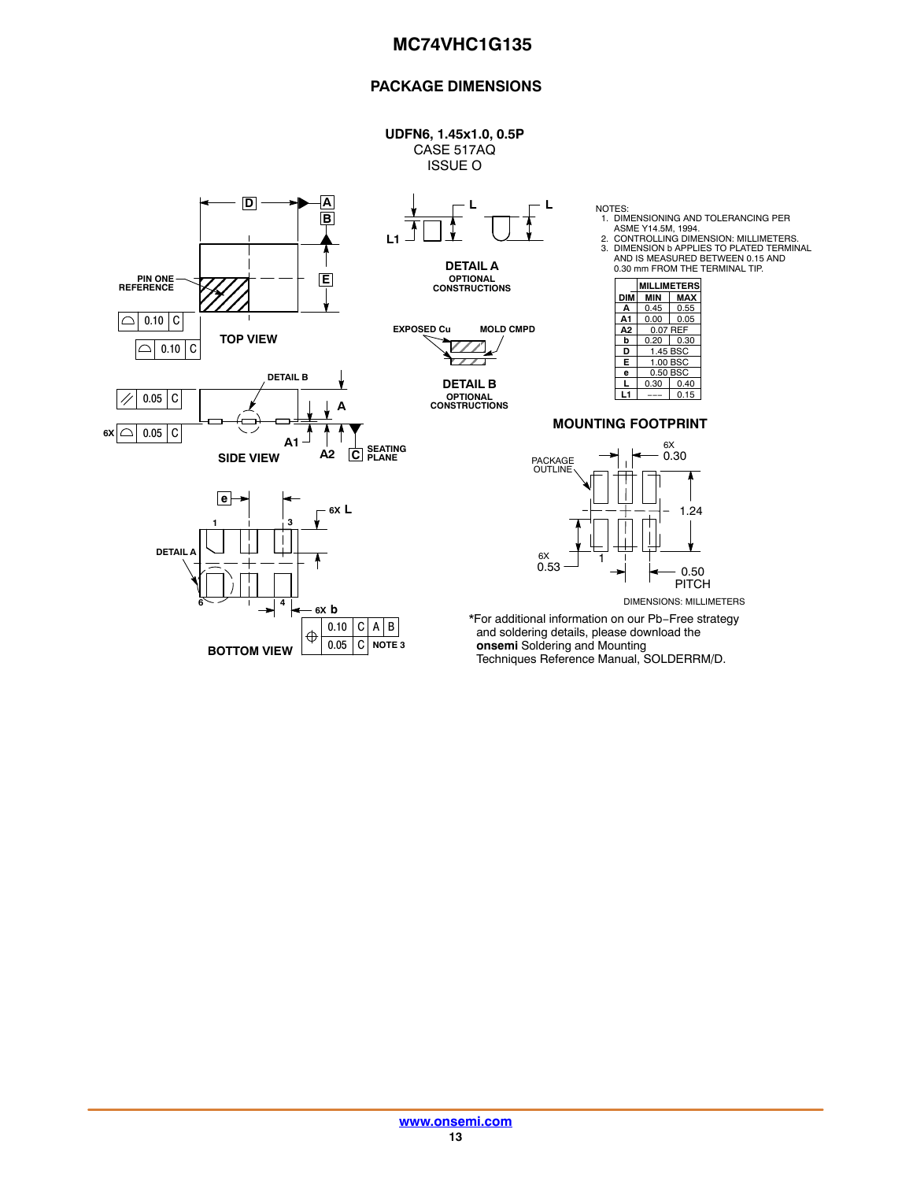## PACKAGE DIMENSIONS

**UDFN6, 1.45x1.0, 0.5P**
CASE 517AQ
ISSUE O

NOTES:
1. DIMENSIONING AND TOLERANCING PER ASME Y14.5M, 1994.
2. CONTROLLING DIMENSION: MILLIMETERS.
3. DIMENSION b APPLIES TO PLATED TERMINAL AND IS MEASURED BETWEEN 0.15 AND 0.30 mm FROM THE TERMINAL TIP.

| DIM | MILLIMETERS MIN | MILLIMETERS MAX |
|---|---|---|
| A | 0.45 | 0.55 |
| A1 | 0.00 | 0.05 |
| A2 | 0.07 REF | |
| b | 0.20 | 0.30 |
| D | 1.45 BSC | |
| E | 1.00 BSC | |
| e | 0.50 BSC | |
| L | 0.30 | 0.40 |
| L1 | --- | 0.15 |

TOP VIEW

SIDE VIEW

BOTTOM VIEW

DETAIL A
OPTIONAL CONSTRUCTIONS

DETAIL B
OPTIONAL CONSTRUCTIONS

**MOUNTING FOOTPRINT**

DIMENSIONS: MILLIMETERS

*For additional information on our Pb−Free strategy and soldering details, please download the **onsemi** Soldering and Mounting Techniques Reference Manual, SOLDERRM/D.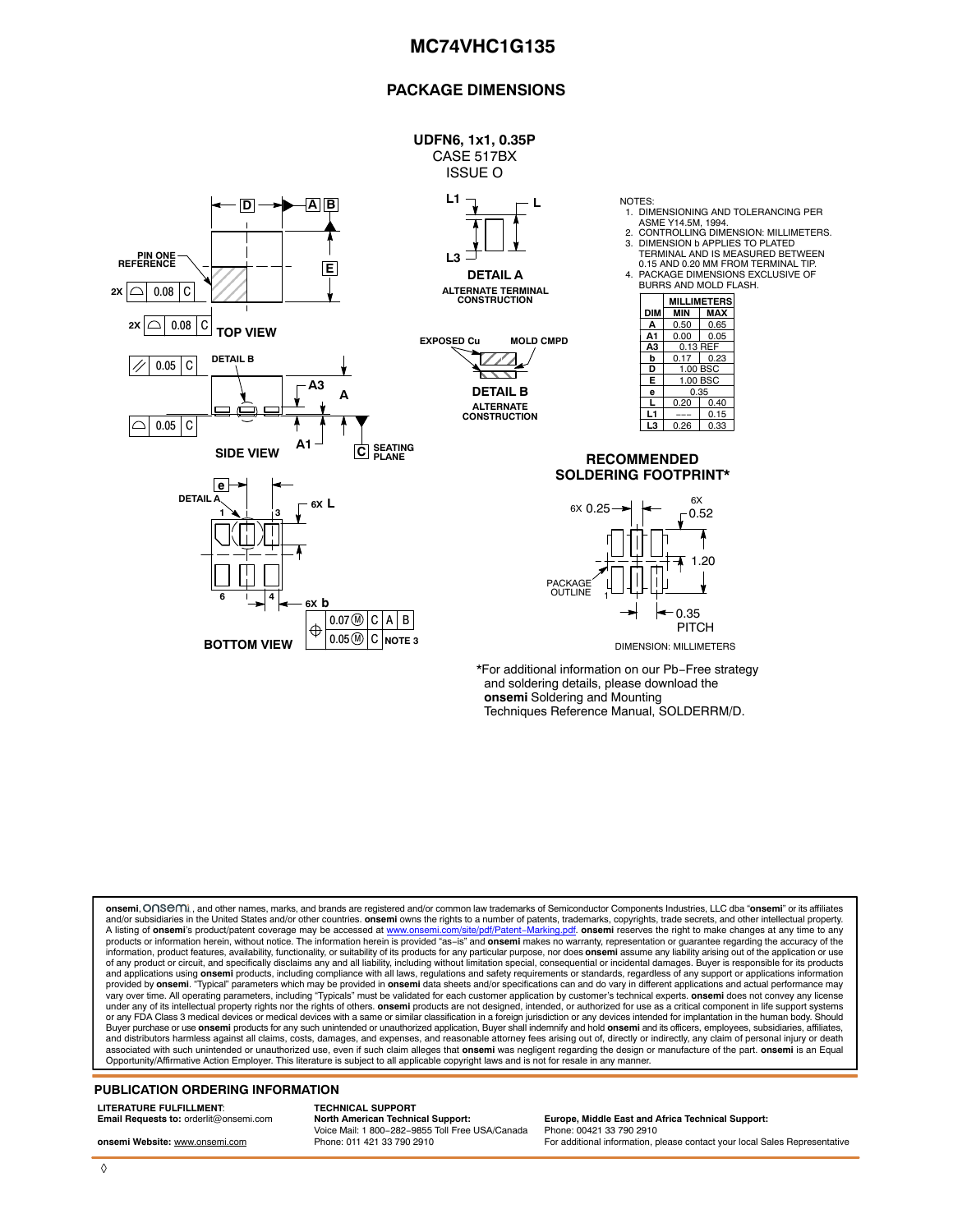## PACKAGE DIMENSIONS

**UDFN6, 1x1, 0.35P**
CASE 517BX
ISSUE O

NOTES:
1. DIMENSIONING AND TOLERANCING PER ASME Y14.5M, 1994.
2. CONTROLLING DIMENSION: MILLIMETERS.
3. DIMENSION b APPLIES TO PLATED TERMINAL AND IS MEASURED BETWEEN 0.15 AND 0.20 MM FROM TERMINAL TIP.
4. PACKAGE DIMENSIONS EXCLUSIVE OF BURRS AND MOLD FLASH.

| DIM | MILLIMETERS | |
|---|---|---|
| | MIN | MAX |
| A | 0.50 | 0.65 |
| A1 | 0.00 | 0.05 |
| A3 | 0.13 REF | |
| b | 0.17 | 0.23 |
| D | 1.00 BSC | |
| E | 1.00 BSC | |
| e | 0.35 | |
| L | 0.20 | 0.40 |
| L1 | --- | 0.15 |
| L3 | 0.26 | 0.33 |

TOP VIEW
PIN ONE REFERENCE
D
A
B
E
2X 0.08 C
2X 0.08 C

DETAIL A
ALTERNATE TERMINAL CONSTRUCTION
L1
L
L3

DETAIL B
ALTERNATE CONSTRUCTION
EXPOSED Cu
MOLD CMPD

SIDE VIEW
0.05 C
0.05 C
DETAIL B
A3
A
A1
C SEATING PLANE

BOTTOM VIEW
e
DETAIL A
1
3
6X L
6
4
6X b
0.07 Ⓜ C A B
0.05 Ⓜ C NOTE 3

**RECOMMENDED SOLDERING FOOTPRINT***

6X 0.25
6X 0.52
1.20
PACKAGE OUTLINE
1
0.35 PITCH
DIMENSION: MILLIMETERS

*For additional information on our Pb−Free strategy and soldering details, please download the **onsemi** Soldering and Mounting Techniques Reference Manual, SOLDERRM/D.

**onsemi**, onsemi, and other names, marks, and brands are registered and/or common law trademarks of Semiconductor Components Industries, LLC dba "**onsemi**" or its affiliates and/or subsidiaries in the United States and/or other countries. **onsemi** owns the rights to a number of patents, trademarks, copyrights, trade secrets, and other intellectual property. A listing of **onsemi**'s product/patent coverage may be accessed at www.onsemi.com/site/pdf/Patent−Marking.pdf. **onsemi** reserves the right to make changes at any time to any products or information herein, without notice. The information herein is provided "as−is" and **onsemi** makes no warranty, representation or guarantee regarding the accuracy of the information, product features, availability, functionality, or suitability of its products for any particular purpose, nor does **onsemi** assume any liability arising out of the application or use of any product or circuit, and specifically disclaims any and all liability, including without limitation special, consequential or incidental damages. Buyer is responsible for its products and applications using **onsemi** products, including compliance with all laws, regulations and safety requirements or standards, regardless of any support or applications information provided by **onsemi**. "Typical" parameters which may be provided in **onsemi** data sheets and/or specifications can and do vary in different applications and actual performance may vary over time. All operating parameters, including "Typicals" must be validated for each customer application by customer's technical experts. **onsemi** does not convey any license under any of its intellectual property rights nor the rights of others. **onsemi** products are not designed, intended, or authorized for use as a critical component in life support systems or any FDA Class 3 medical devices or medical devices with a same or similar classification in a foreign jurisdiction or any devices intended for implantation in the human body. Should Buyer purchase or use **onsemi** products for any such unintended or unauthorized application, Buyer shall indemnify and hold **onsemi** and its officers, employees, subsidiaries, affiliates, and distributors harmless against all claims, costs, damages, and expenses, and reasonable attorney fees arising out of, directly or indirectly, any claim of personal injury or death associated with such unintended or unauthorized use, even if such claim alleges that **onsemi** was negligent regarding the design or manufacture of the part. **onsemi** is an Equal Opportunity/Affirmative Action Employer. This literature is subject to all applicable copyright laws and is not for resale in any manner.

### PUBLICATION ORDERING INFORMATION

**LITERATURE FULFILLMENT**:
**Email Requests to:** orderlit@onsemi.com

**onsemi Website:** www.onsemi.com

**TECHNICAL SUPPORT**
**North American Technical Support:**
Voice Mail: 1 800−282−9855 Toll Free USA/Canada
Phone: 011 421 33 790 2910

**Europe, Middle East and Africa Technical Support:**
Phone: 00421 33 790 2910
For additional information, please contact your local Sales Representative